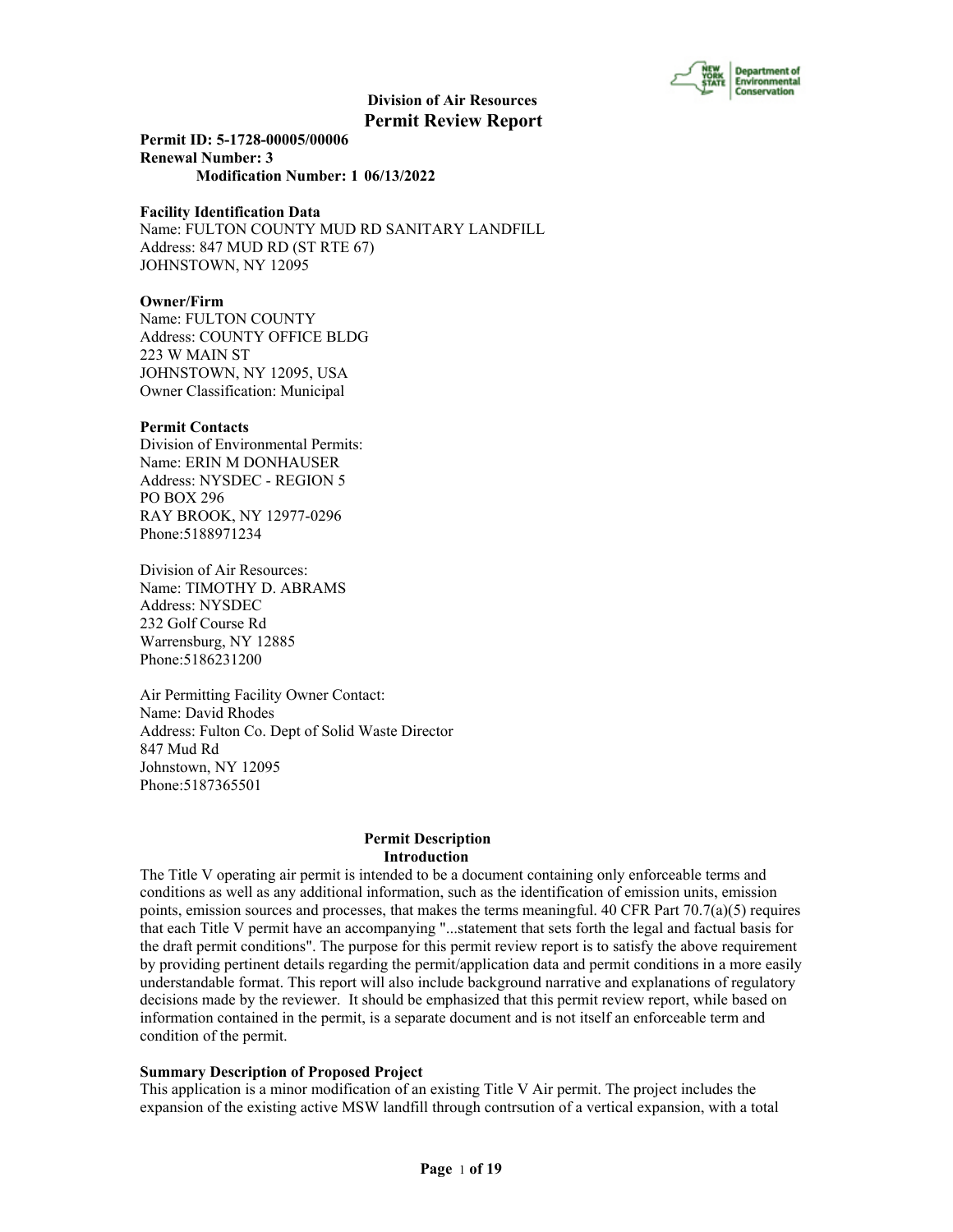# Division of Air Resources
## Permit Review Report

**Permit ID: 5-1728-00005/00006**
**Renewal Number: 3**
**Modification Number: 1 06/13/2022**

**Facility Identification Data**
Name: FULTON COUNTY MUD RD SANITARY LANDFILL
Address: 847 MUD RD (ST RTE 67)
JOHNSTOWN, NY 12095

**Owner/Firm**
Name: FULTON COUNTY
Address: COUNTY OFFICE BLDG
223 W MAIN ST
JOHNSTOWN, NY 12095, USA
Owner Classification: Municipal

**Permit Contacts**
Division of Environmental Permits:
Name: ERIN M DONHAUSER
Address: NYSDEC - REGION 5
PO BOX 296
RAY BROOK, NY 12977-0296
Phone:5188971234

Division of Air Resources:
Name: TIMOTHY D. ABRAMS
Address: NYSDEC
232 Golf Course Rd
Warrensburg, NY 12885
Phone:5186231200

Air Permitting Facility Owner Contact:
Name: David Rhodes
Address: Fulton Co. Dept of Solid Waste Director
847 Mud Rd
Johnstown, NY 12095
Phone:5187365501

### Permit Description
### Introduction

The Title V operating air permit is intended to be a document containing only enforceable terms and conditions as well as any additional information, such as the identification of emission units, emission points, emission sources and processes, that makes the terms meaningful. 40 CFR Part 70.7(a)(5) requires that each Title V permit have an accompanying "...statement that sets forth the legal and factual basis for the draft permit conditions". The purpose for this permit review report is to satisfy the above requirement by providing pertinent details regarding the permit/application data and permit conditions in a more easily understandable format. This report will also include background narrative and explanations of regulatory decisions made by the reviewer. It should be emphasized that this permit review report, while based on information contained in the permit, is a separate document and is not itself an enforceable term and condition of the permit.

**Summary Description of Proposed Project**
This application is a minor modification of an existing Title V Air permit. The project includes the expansion of the existing active MSW landfill through contrsution of a vertical expansion, with a total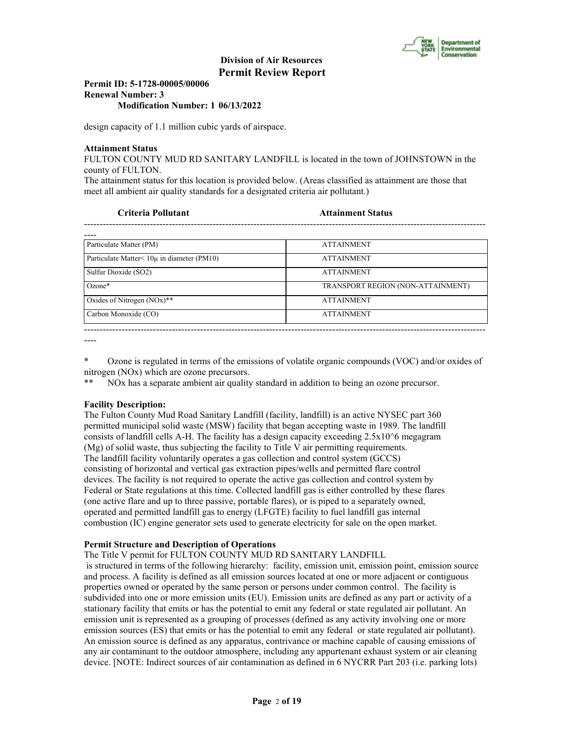design capacity of 1.1 million cubic yards of airspace.

**Attainment Status**

FULTON COUNTY MUD RD SANITARY LANDFILL is located in the town of JOHNSTOWN in the county of FULTON.

The attainment status for this location is provided below. (Areas classified as attainment are those that meet all ambient air quality standards for a designated criteria air pollutant.)

| Criteria Pollutant | Attainment Status |
|---|---|
| Particulate Matter (PM) | ATTAINMENT |
| Particulate Matter< 10μ in diameter (PM10) | ATTAINMENT |
| Sulfur Dioxide (SO2) | ATTAINMENT |
| Ozone* | TRANSPORT REGION (NON-ATTAINMENT) |
| Oxides of Nitrogen (NOx)** | ATTAINMENT |
| Carbon Monoxide (CO) | ATTAINMENT |

\* Ozone is regulated in terms of the emissions of volatile organic compounds (VOC) and/or oxides of nitrogen (NOx) which are ozone precursors.

\*\* NOx has a separate ambient air quality standard in addition to being an ozone precursor.

**Facility Description:**

The Fulton County Mud Road Sanitary Landfill (facility, landfill) is an active NYSEC part 360 permitted municipal solid waste (MSW) facility that began accepting waste in 1989. The landfill consists of landfill cells A-H. The facility has a design capacity exceeding $2.5x10^6$ megagram (Mg) of solid waste, thus subjecting the facility to Title V air permitting requirements. The landfill facility voluntarily operates a gas collection and control system (GCCS) consisting of horizontal and vertical gas extraction pipes/wells and permitted flare control devices. The facility is not required to operate the active gas collection and control system by Federal or State regulations at this time. Collected landfill gas is either controlled by these flares (one active flare and up to three passive, portable flares), or is piped to a separately owned, operated and permitted landfill gas to energy (LFGTE) facility to fuel landfill gas internal combustion (IC) engine generator sets used to generate electricity for sale on the open market.

**Permit Structure and Description of Operations**

The Title V permit for FULTON COUNTY MUD RD SANITARY LANDFILL is structured in terms of the following hierarchy: facility, emission unit, emission point, emission source and process. A facility is defined as all emission sources located at one or more adjacent or contiguous properties owned or operated by the same person or persons under common control. The facility is subdivided into one or more emission units (EU). Emission units are defined as any part or activity of a stationary facility that emits or has the potential to emit any federal or state regulated air pollutant. An emission unit is represented as a grouping of processes (defined as any activity involving one or more emission sources (ES) that emits or has the potential to emit any federal or state regulated air pollutant). An emission source is defined as any apparatus, contrivance or machine capable of causing emissions of any air contaminant to the outdoor atmosphere, including any appurtenant exhaust system or air cleaning device. [NOTE: Indirect sources of air contamination as defined in 6 NYCRR Part 203 (i.e. parking lots)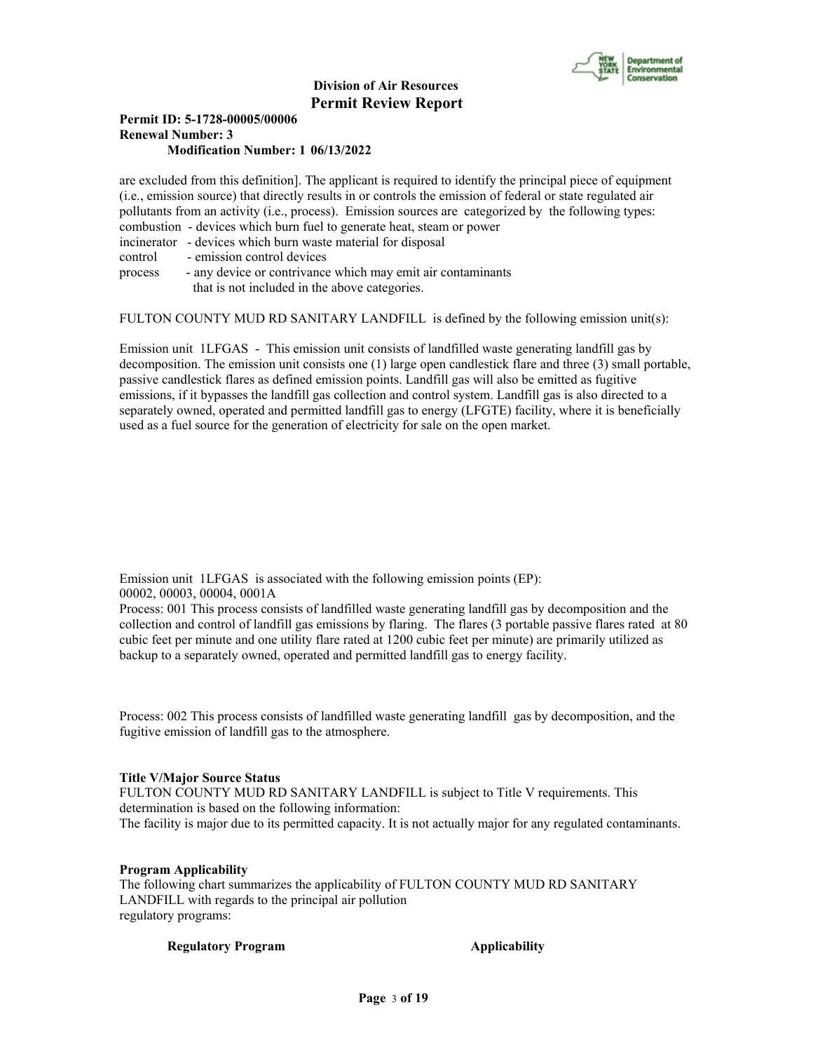are excluded from this definition]. The applicant is required to identify the principal piece of equipment (i.e., emission source) that directly results in or controls the emission of federal or state regulated air pollutants from an activity (i.e., process). Emission sources are categorized by the following types:

combustion - devices which burn fuel to generate heat, steam or power
incinerator - devices which burn waste material for disposal
control - emission control devices
process - any device or contrivance which may emit air contaminants that is not included in the above categories.

FULTON COUNTY MUD RD SANITARY LANDFILL is defined by the following emission unit(s):

Emission unit 1LFGAS - This emission unit consists of landfilled waste generating landfill gas by decomposition. The emission unit consists one (1) large open candlestick flare and three (3) small portable, passive candlestick flares as defined emission points. Landfill gas will also be emitted as fugitive emissions, if it bypasses the landfill gas collection and control system. Landfill gas is also directed to a separately owned, operated and permitted landfill gas to energy (LFGTE) facility, where it is beneficially used as a fuel source for the generation of electricity for sale on the open market.

Emission unit 1LFGAS is associated with the following emission points (EP):
00002, 00003, 00004, 0001A

Process: 001 This process consists of landfilled waste generating landfill gas by decomposition and the collection and control of landfill gas emissions by flaring. The flares (3 portable passive flares rated at 80 cubic feet per minute and one utility flare rated at 1200 cubic feet per minute) are primarily utilized as backup to a separately owned, operated and permitted landfill gas to energy facility.

Process: 002 This process consists of landfilled waste generating landfill gas by decomposition, and the fugitive emission of landfill gas to the atmosphere.

**Title V/Major Source Status**

FULTON COUNTY MUD RD SANITARY LANDFILL is subject to Title V requirements. This determination is based on the following information:
The facility is major due to its permitted capacity. It is not actually major for any regulated contaminants.

**Program Applicability**

The following chart summarizes the applicability of FULTON COUNTY MUD RD SANITARY LANDFILL with regards to the principal air pollution regulatory programs:

| **Regulatory Program** | **Applicability** |
|---|---|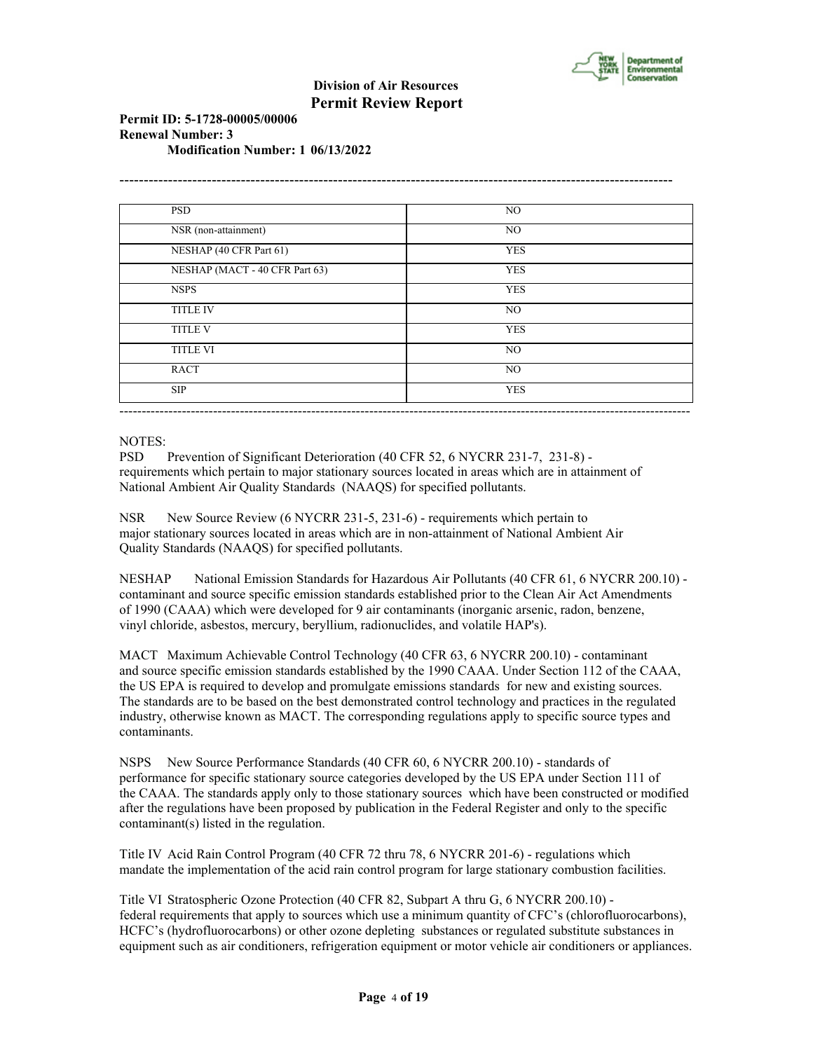**Division of Air Resources**
**Permit Review Report**

**Permit ID: 5-1728-00005/00006**
**Renewal Number: 3**
**Modification Number: 1 06/13/2022**

| | |
|---|---|
| PSD | NO |
| NSR (non-attainment) | NO |
| NESHAP (40 CFR Part 61) | YES |
| NESHAP (MACT - 40 CFR Part 63) | YES |
| NSPS | YES |
| TITLE IV | NO |
| TITLE V | YES |
| TITLE VI | NO |
| RACT | NO |
| SIP | YES |

NOTES:

PSD Prevention of Significant Deterioration (40 CFR 52, 6 NYCRR 231-7, 231-8) - requirements which pertain to major stationary sources located in areas which are in attainment of National Ambient Air Quality Standards (NAAQS) for specified pollutants.

NSR New Source Review (6 NYCRR 231-5, 231-6) - requirements which pertain to major stationary sources located in areas which are in non-attainment of National Ambient Air Quality Standards (NAAQS) for specified pollutants.

NESHAP National Emission Standards for Hazardous Air Pollutants (40 CFR 61, 6 NYCRR 200.10) - contaminant and source specific emission standards established prior to the Clean Air Act Amendments of 1990 (CAAA) which were developed for 9 air contaminants (inorganic arsenic, radon, benzene, vinyl chloride, asbestos, mercury, beryllium, radionuclides, and volatile HAP's).

MACT Maximum Achievable Control Technology (40 CFR 63, 6 NYCRR 200.10) - contaminant and source specific emission standards established by the 1990 CAAA. Under Section 112 of the CAAA, the US EPA is required to develop and promulgate emissions standards for new and existing sources. The standards are to be based on the best demonstrated control technology and practices in the regulated industry, otherwise known as MACT. The corresponding regulations apply to specific source types and contaminants.

NSPS New Source Performance Standards (40 CFR 60, 6 NYCRR 200.10) - standards of performance for specific stationary source categories developed by the US EPA under Section 111 of the CAAA. The standards apply only to those stationary sources which have been constructed or modified after the regulations have been proposed by publication in the Federal Register and only to the specific contaminant(s) listed in the regulation.

Title IV Acid Rain Control Program (40 CFR 72 thru 78, 6 NYCRR 201-6) - regulations which mandate the implementation of the acid rain control program for large stationary combustion facilities.

Title VI Stratospheric Ozone Protection (40 CFR 82, Subpart A thru G, 6 NYCRR 200.10) - federal requirements that apply to sources which use a minimum quantity of CFC's (chlorofluorocarbons), HCFC's (hydrofluorocarbons) or other ozone depleting substances or regulated substitute substances in equipment such as air conditioners, refrigeration equipment or motor vehicle air conditioners or appliances.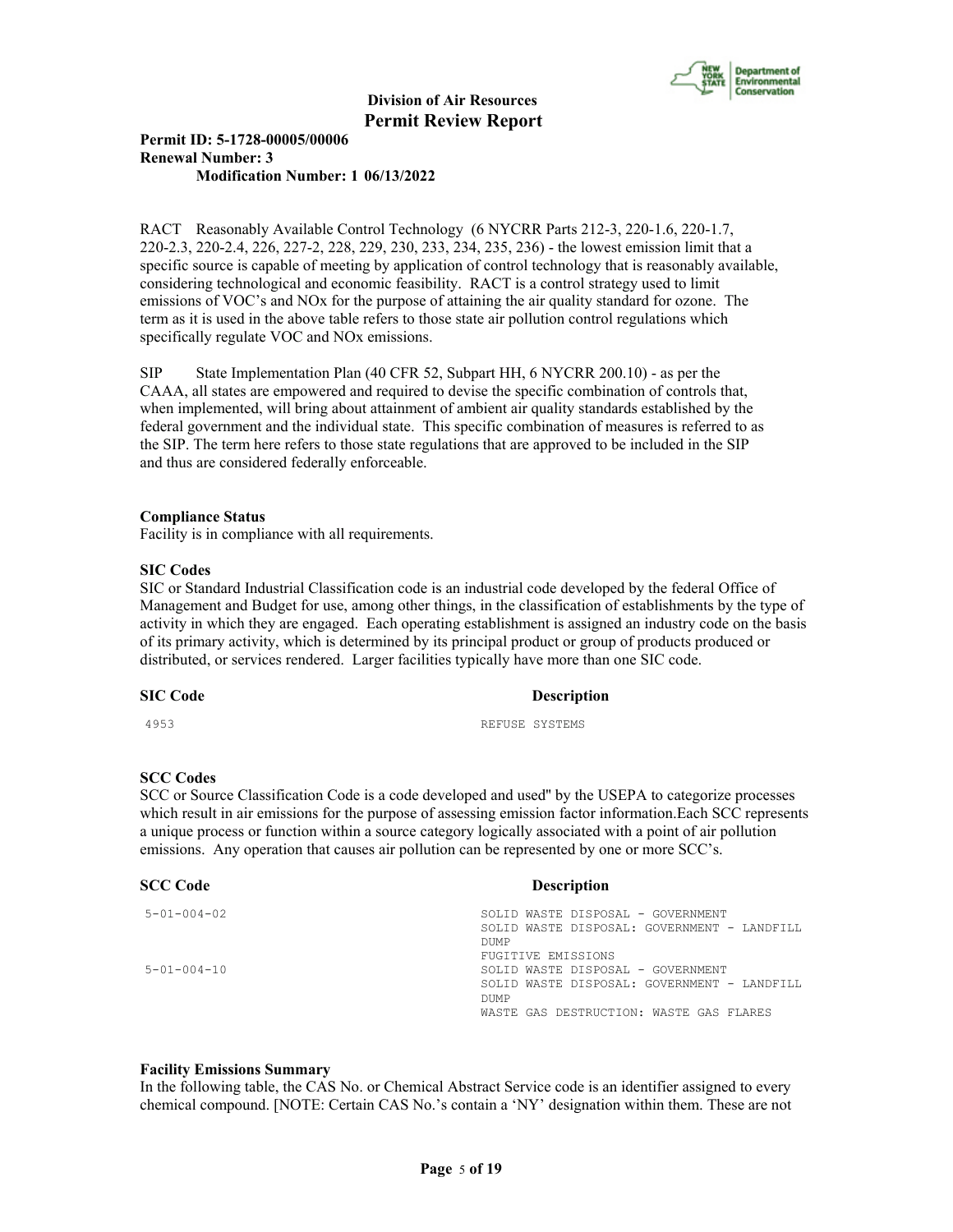RACT Reasonably Available Control Technology (6 NYCRR Parts 212-3, 220-1.6, 220-1.7, 220-2.3, 220-2.4, 226, 227-2, 228, 229, 230, 233, 234, 235, 236) - the lowest emission limit that a specific source is capable of meeting by application of control technology that is reasonably available, considering technological and economic feasibility. RACT is a control strategy used to limit emissions of VOC's and NOx for the purpose of attaining the air quality standard for ozone. The term as it is used in the above table refers to those state air pollution control regulations which specifically regulate VOC and NOx emissions.

SIP State Implementation Plan (40 CFR 52, Subpart HH, 6 NYCRR 200.10) - as per the CAAA, all states are empowered and required to devise the specific combination of controls that, when implemented, will bring about attainment of ambient air quality standards established by the federal government and the individual state. This specific combination of measures is referred to as the SIP. The term here refers to those state regulations that are approved to be included in the SIP and thus are considered federally enforceable.

**Compliance Status**
Facility is in compliance with all requirements.

**SIC Codes**
SIC or Standard Industrial Classification code is an industrial code developed by the federal Office of Management and Budget for use, among other things, in the classification of establishments by the type of activity in which they are engaged. Each operating establishment is assigned an industry code on the basis of its primary activity, which is determined by its principal product or group of products produced or distributed, or services rendered. Larger facilities typically have more than one SIC code.

| SIC Code | Description |
|---|---|
| 4953 | REFUSE SYSTEMS |

**SCC Codes**
SCC or Source Classification Code is a code developed and used" by the USEPA to categorize processes which result in air emissions for the purpose of assessing emission factor information.Each SCC represents a unique process or function within a source category logically associated with a point of air pollution emissions. Any operation that causes air pollution can be represented by one or more SCC's.

| SCC Code | Description |
|---|---|
| 5-01-004-02 | SOLID WASTE DISPOSAL - GOVERNMENT<br>SOLID WASTE DISPOSAL: GOVERNMENT - LANDFILL DUMP<br>FUGITIVE EMISSIONS |
| 5-01-004-10 | SOLID WASTE DISPOSAL - GOVERNMENT<br>SOLID WASTE DISPOSAL: GOVERNMENT - LANDFILL DUMP<br>WASTE GAS DESTRUCTION: WASTE GAS FLARES |

**Facility Emissions Summary**
In the following table, the CAS No. or Chemical Abstract Service code is an identifier assigned to every chemical compound. [NOTE: Certain CAS No.'s contain a 'NY' designation within them. These are not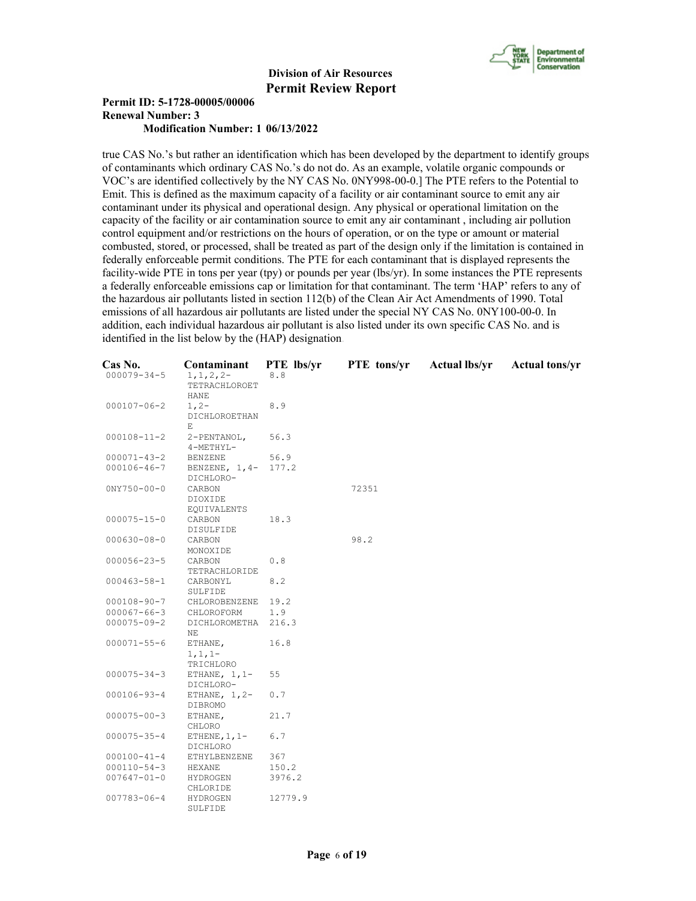true CAS No.'s but rather an identification which has been developed by the department to identify groups of contaminants which ordinary CAS No.'s do not do. As an example, volatile organic compounds or VOC's are identified collectively by the NY CAS No. 0NY998-00-0.] The PTE refers to the Potential to Emit. This is defined as the maximum capacity of a facility or air contaminant source to emit any air contaminant under its physical and operational design. Any physical or operational limitation on the capacity of the facility or air contamination source to emit any air contaminant , including air pollution control equipment and/or restrictions on the hours of operation, or on the type or amount or material combusted, stored, or processed, shall be treated as part of the design only if the limitation is contained in federally enforceable permit conditions. The PTE for each contaminant that is displayed represents the facility-wide PTE in tons per year (tpy) or pounds per year (lbs/yr). In some instances the PTE represents a federally enforceable emissions cap or limitation for that contaminant. The term 'HAP' refers to any of the hazardous air pollutants listed in section 112(b) of the Clean Air Act Amendments of 1990. Total emissions of all hazardous air pollutants are listed under the special NY CAS No. 0NY100-00-0. In addition, each individual hazardous air pollutant is also listed under its own specific CAS No. and is identified in the list below by the (HAP) designation.

| Cas No. | Contaminant | PTE lbs/yr | PTE tons/yr | Actual lbs/yr | Actual tons/yr |
|---|---|---|---|---|---|
| 000079-34-5 | 1,1,2,2-TETRACHLOROETHANE | 8.8 | | | |
| 000107-06-2 | 1,2-DICHLOROETHANE | 8.9 | | | |
| 000108-11-2 | 2-PENTANOL, 4-METHYL- | 56.3 | | | |
| 000071-43-2 | BENZENE | 56.9 | | | |
| 000106-46-7 | BENZENE, 1,4-DICHLORO- | 177.2 | | | |
| 0NY750-00-0 | CARBON DIOXIDE EQUIVALENTS | | 72351 | | |
| 000075-15-0 | CARBON DISULFIDE | 18.3 | | | |
| 000630-08-0 | CARBON MONOXIDE | | 98.2 | | |
| 000056-23-5 | CARBON TETRACHLORIDE | 0.8 | | | |
| 000463-58-1 | CARBONYL SULFIDE | 8.2 | | | |
| 000108-90-7 | CHLOROBENZENE | 19.2 | | | |
| 000067-66-3 | CHLOROFORM | 1.9 | | | |
| 000075-09-2 | DICHLOROMETHANE | 216.3 | | | |
| 000071-55-6 | ETHANE, 1,1,1-TRICHLORO | 16.8 | | | |
| 000075-34-3 | ETHANE, 1,1-DICHLORO- | 55 | | | |
| 000106-93-4 | ETHANE, 1,2-DIBROMO | 0.7 | | | |
| 000075-00-3 | ETHANE, CHLORO | 21.7 | | | |
| 000075-35-4 | ETHENE,1,1-DICHLORO | 6.7 | | | |
| 000100-41-4 | ETHYLBENZENE | 367 | | | |
| 000110-54-3 | HEXANE | 150.2 | | | |
| 007647-01-0 | HYDROGEN CHLORIDE | 3976.2 | | | |
| 007783-06-4 | HYDROGEN SULFIDE | 12779.9 | | | |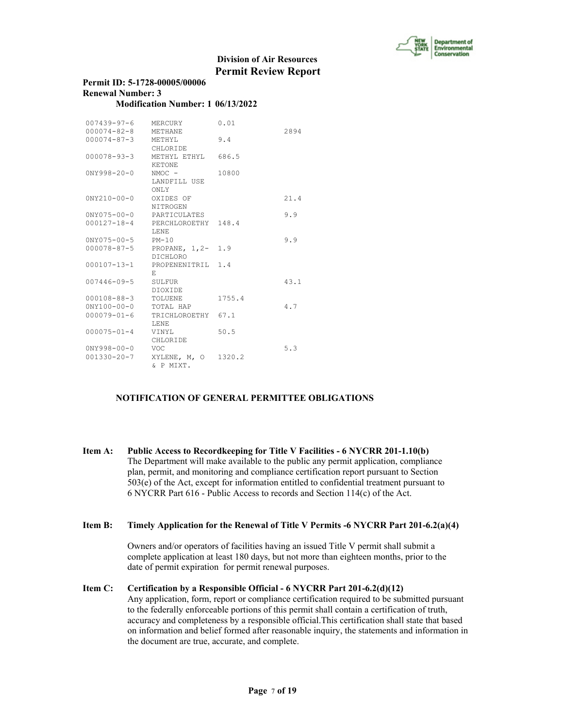| | | | |
|---|---|---|---|
| 007439-97-6 | MERCURY | 0.01 | |
| 000074-82-8 | METHANE | | 2894 |
| 000074-87-3 | METHYL CHLORIDE | 9.4 | |
| 000078-93-3 | METHYL ETHYL KETONE | 686.5 | |
| 0NY998-20-0 | NMOC - LANDFILL USE ONLY | 10800 | |
| 0NY210-00-0 | OXIDES OF NITROGEN | | 21.4 |
| 0NY075-00-0 | PARTICULATES | | 9.9 |
| 000127-18-4 | PERCHLOROETHYLENE | 148.4 | |
| 0NY075-00-5 | PM-10 | | 9.9 |
| 000078-87-5 | PROPANE, 1,2-DICHLORO | 1.9 | |
| 000107-13-1 | PROPENENITRILE | 1.4 | |
| 007446-09-5 | SULFUR DIOXIDE | | 43.1 |
| 000108-88-3 | TOLUENE | 1755.4 | |
| 0NY100-00-0 | TOTAL HAP | | 4.7 |
| 000079-01-6 | TRICHLOROETHYLENE | 67.1 | |
| 000075-01-4 | VINYL CHLORIDE | 50.5 | |
| 0NY998-00-0 | VOC | | 5.3 |
| 001330-20-7 | XYLENE, M, O & P MIXT. | 1320.2 | |

## NOTIFICATION OF GENERAL PERMITTEE OBLIGATIONS

**Item A: Public Access to Recordkeeping for Title V Facilities - 6 NYCRR 201-1.10(b)**
The Department will make available to the public any permit application, compliance plan, permit, and monitoring and compliance certification report pursuant to Section 503(e) of the Act, except for information entitled to confidential treatment pursuant to 6 NYCRR Part 616 - Public Access to records and Section 114(c) of the Act.

**Item B: Timely Application for the Renewal of Title V Permits -6 NYCRR Part 201-6.2(a)(4)**

Owners and/or operators of facilities having an issued Title V permit shall submit a complete application at least 180 days, but not more than eighteen months, prior to the date of permit expiration for permit renewal purposes.

**Item C: Certification by a Responsible Official - 6 NYCRR Part 201-6.2(d)(12)**
Any application, form, report or compliance certification required to be submitted pursuant to the federally enforceable portions of this permit shall contain a certification of truth, accuracy and completeness by a responsible official.This certification shall state that based on information and belief formed after reasonable inquiry, the statements and information in the document are true, accurate, and complete.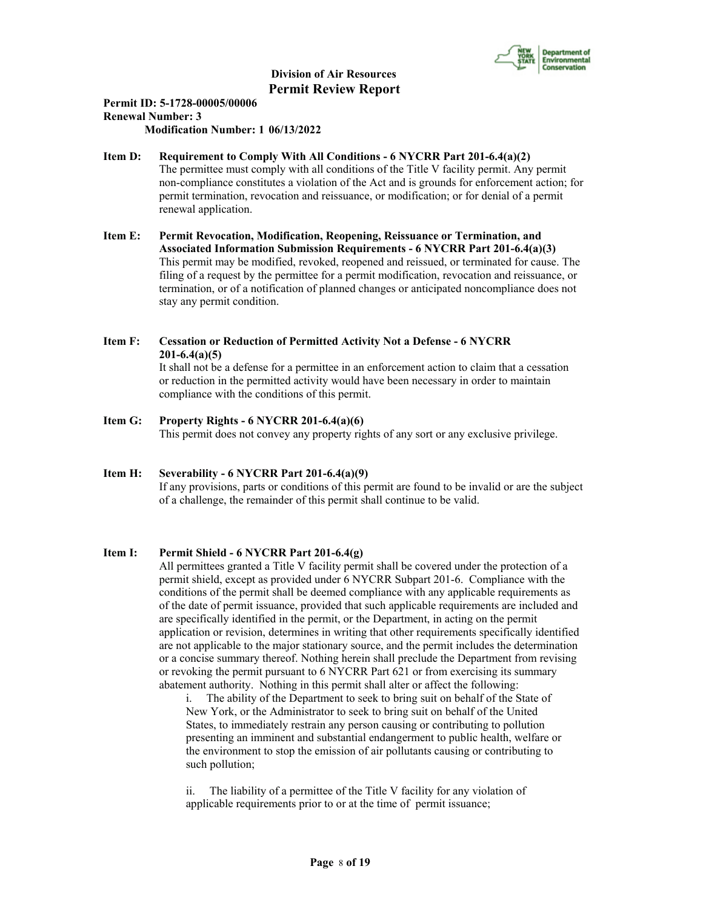**Item D: Requirement to Comply With All Conditions - 6 NYCRR Part 201-6.4(a)(2)**
The permittee must comply with all conditions of the Title V facility permit. Any permit non-compliance constitutes a violation of the Act and is grounds for enforcement action; for permit termination, revocation and reissuance, or modification; or for denial of a permit renewal application.

**Item E: Permit Revocation, Modification, Reopening, Reissuance or Termination, and Associated Information Submission Requirements - 6 NYCRR Part 201-6.4(a)(3)**
This permit may be modified, revoked, reopened and reissued, or terminated for cause. The filing of a request by the permittee for a permit modification, revocation and reissuance, or termination, or of a notification of planned changes or anticipated noncompliance does not stay any permit condition.

**Item F: Cessation or Reduction of Permitted Activity Not a Defense - 6 NYCRR 201-6.4(a)(5)**
It shall not be a defense for a permittee in an enforcement action to claim that a cessation or reduction in the permitted activity would have been necessary in order to maintain compliance with the conditions of this permit.

**Item G: Property Rights - 6 NYCRR 201-6.4(a)(6)**
This permit does not convey any property rights of any sort or any exclusive privilege.

**Item H: Severability - 6 NYCRR Part 201-6.4(a)(9)**
If any provisions, parts or conditions of this permit are found to be invalid or are the subject of a challenge, the remainder of this permit shall continue to be valid.

**Item I: Permit Shield - 6 NYCRR Part 201-6.4(g)**
All permittees granted a Title V facility permit shall be covered under the protection of a permit shield, except as provided under 6 NYCRR Subpart 201-6. Compliance with the conditions of the permit shall be deemed compliance with any applicable requirements as of the date of permit issuance, provided that such applicable requirements are included and are specifically identified in the permit, or the Department, in acting on the permit application or revision, determines in writing that other requirements specifically identified are not applicable to the major stationary source, and the permit includes the determination or a concise summary thereof. Nothing herein shall preclude the Department from revising or revoking the permit pursuant to 6 NYCRR Part 621 or from exercising its summary abatement authority. Nothing in this permit shall alter or affect the following:

i. The ability of the Department to seek to bring suit on behalf of the State of New York, or the Administrator to seek to bring suit on behalf of the United States, to immediately restrain any person causing or contributing to pollution presenting an imminent and substantial endangerment to public health, welfare or the environment to stop the emission of air pollutants causing or contributing to such pollution;

ii. The liability of a permittee of the Title V facility for any violation of applicable requirements prior to or at the time of permit issuance;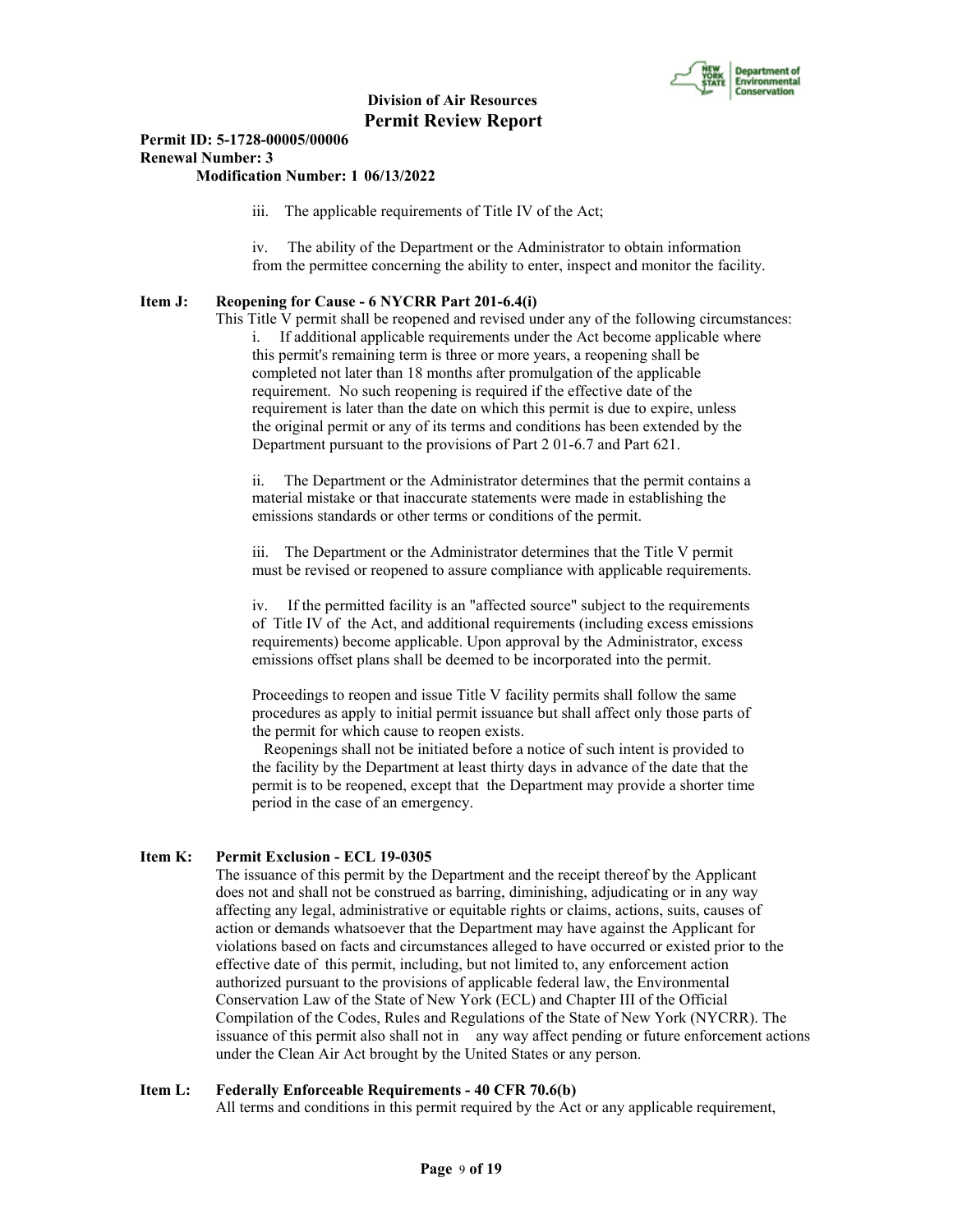iii. The applicable requirements of Title IV of the Act;

iv. The ability of the Department or the Administrator to obtain information from the permittee concerning the ability to enter, inspect and monitor the facility.

**Item J: Reopening for Cause - 6 NYCRR Part 201-6.4(i)**

This Title V permit shall be reopened and revised under any of the following circumstances:

i. If additional applicable requirements under the Act become applicable where this permit's remaining term is three or more years, a reopening shall be completed not later than 18 months after promulgation of the applicable requirement. No such reopening is required if the effective date of the requirement is later than the date on which this permit is due to expire, unless the original permit or any of its terms and conditions has been extended by the Department pursuant to the provisions of Part 2 01-6.7 and Part 621.

ii. The Department or the Administrator determines that the permit contains a material mistake or that inaccurate statements were made in establishing the emissions standards or other terms or conditions of the permit.

iii. The Department or the Administrator determines that the Title V permit must be revised or reopened to assure compliance with applicable requirements.

iv. If the permitted facility is an "affected source" subject to the requirements of Title IV of the Act, and additional requirements (including excess emissions requirements) become applicable. Upon approval by the Administrator, excess emissions offset plans shall be deemed to be incorporated into the permit.

Proceedings to reopen and issue Title V facility permits shall follow the same procedures as apply to initial permit issuance but shall affect only those parts of the permit for which cause to reopen exists.

Reopenings shall not be initiated before a notice of such intent is provided to the facility by the Department at least thirty days in advance of the date that the permit is to be reopened, except that the Department may provide a shorter time period in the case of an emergency.

**Item K: Permit Exclusion - ECL 19-0305**

The issuance of this permit by the Department and the receipt thereof by the Applicant does not and shall not be construed as barring, diminishing, adjudicating or in any way affecting any legal, administrative or equitable rights or claims, actions, suits, causes of action or demands whatsoever that the Department may have against the Applicant for violations based on facts and circumstances alleged to have occurred or existed prior to the effective date of this permit, including, but not limited to, any enforcement action authorized pursuant to the provisions of applicable federal law, the Environmental Conservation Law of the State of New York (ECL) and Chapter III of the Official Compilation of the Codes, Rules and Regulations of the State of New York (NYCRR). The issuance of this permit also shall not in any way affect pending or future enforcement actions under the Clean Air Act brought by the United States or any person.

**Item L: Federally Enforceable Requirements - 40 CFR 70.6(b)**

All terms and conditions in this permit required by the Act or any applicable requirement,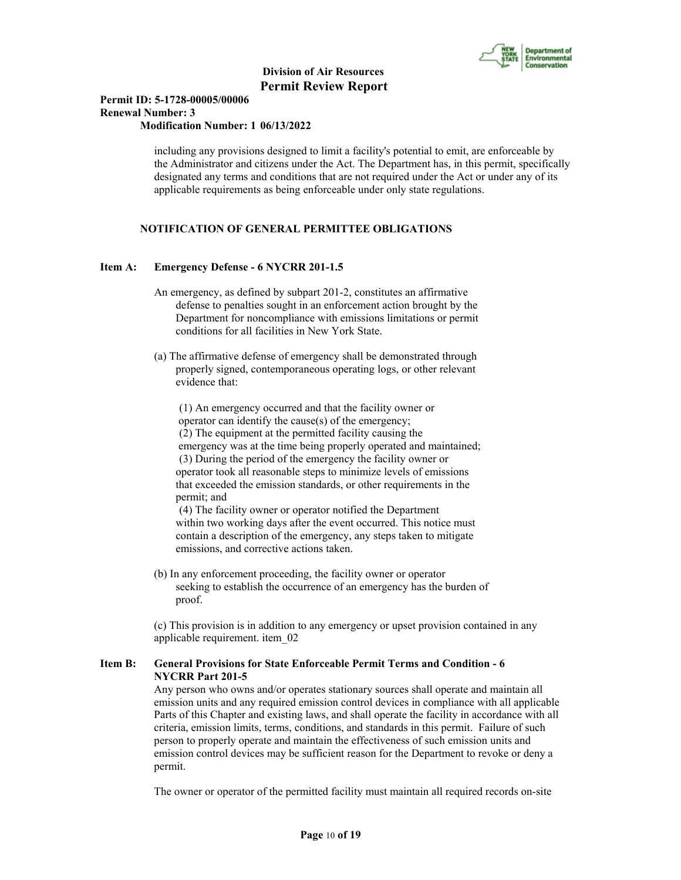including any provisions designed to limit a facility's potential to emit, are enforceable by the Administrator and citizens under the Act. The Department has, in this permit, specifically designated any terms and conditions that are not required under the Act or under any of its applicable requirements as being enforceable under only state regulations.

**NOTIFICATION OF GENERAL PERMITTEE OBLIGATIONS**

**Item A: Emergency Defense - 6 NYCRR 201-1.5**

An emergency, as defined by subpart 201-2, constitutes an affirmative defense to penalties sought in an enforcement action brought by the Department for noncompliance with emissions limitations or permit conditions for all facilities in New York State.

(a) The affirmative defense of emergency shall be demonstrated through properly signed, contemporaneous operating logs, or other relevant evidence that:

(1) An emergency occurred and that the facility owner or operator can identify the cause(s) of the emergency;
(2) The equipment at the permitted facility causing the emergency was at the time being properly operated and maintained;
(3) During the period of the emergency the facility owner or operator took all reasonable steps to minimize levels of emissions that exceeded the emission standards, or other requirements in the permit; and
(4) The facility owner or operator notified the Department within two working days after the event occurred. This notice must contain a description of the emergency, any steps taken to mitigate emissions, and corrective actions taken.

(b) In any enforcement proceeding, the facility owner or operator seeking to establish the occurrence of an emergency has the burden of proof.

(c) This provision is in addition to any emergency or upset provision contained in any applicable requirement. item_02

**Item B: General Provisions for State Enforceable Permit Terms and Condition - 6 NYCRR Part 201-5**

Any person who owns and/or operates stationary sources shall operate and maintain all emission units and any required emission control devices in compliance with all applicable Parts of this Chapter and existing laws, and shall operate the facility in accordance with all criteria, emission limits, terms, conditions, and standards in this permit. Failure of such person to properly operate and maintain the effectiveness of such emission units and emission control devices may be sufficient reason for the Department to revoke or deny a permit.

The owner or operator of the permitted facility must maintain all required records on-site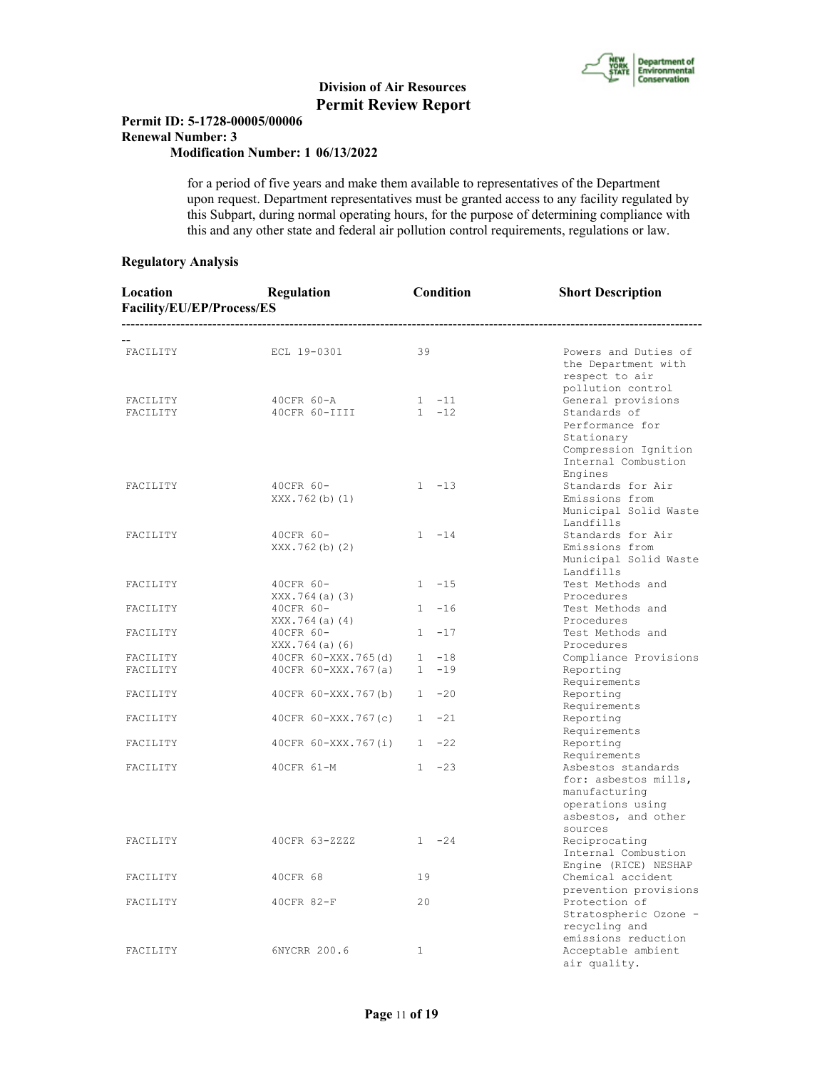for a period of five years and make them available to representatives of the Department upon request. Department representatives must be granted access to any facility regulated by this Subpart, during normal operating hours, for the purpose of determining compliance with this and any other state and federal air pollution control requirements, regulations or law.

**Regulatory Analysis**

| Location Facility/EU/EP/Process/ES | Regulation | Condition | Short Description |
|---|---|---|---|
| FACILITY | ECL 19-0301 | 39 | Powers and Duties of the Department with respect to air pollution control |
| FACILITY | 40CFR 60-A | 1 -11 | General provisions |
| FACILITY | 40CFR 60-IIII | 1 -12 | Standards of Performance for Stationary Compression Ignition Internal Combustion Engines |
| FACILITY | 40CFR 60-XXX.762(b)(1) | 1 -13 | Standards for Air Emissions from Municipal Solid Waste Landfills |
| FACILITY | 40CFR 60-XXX.762(b)(2) | 1 -14 | Standards for Air Emissions from Municipal Solid Waste Landfills |
| FACILITY | 40CFR 60-XXX.764(a)(3) | 1 -15 | Test Methods and Procedures |
| FACILITY | 40CFR 60-XXX.764(a)(4) | 1 -16 | Test Methods and Procedures |
| FACILITY | 40CFR 60-XXX.764(a)(6) | 1 -17 | Test Methods and Procedures |
| FACILITY | 40CFR 60-XXX.765(d) | 1 -18 | Compliance Provisions |
| FACILITY | 40CFR 60-XXX.767(a) | 1 -19 | Reporting Requirements |
| FACILITY | 40CFR 60-XXX.767(b) | 1 -20 | Reporting Requirements |
| FACILITY | 40CFR 60-XXX.767(c) | 1 -21 | Reporting Requirements |
| FACILITY | 40CFR 60-XXX.767(i) | 1 -22 | Reporting Requirements |
| FACILITY | 40CFR 61-M | 1 -23 | Asbestos standards for: asbestos mills, manufacturing operations using asbestos, and other sources |
| FACILITY | 40CFR 63-ZZZZ | 1 -24 | Reciprocating Internal Combustion Engine (RICE) NESHAP |
| FACILITY | 40CFR 68 | 19 | Chemical accident prevention provisions |
| FACILITY | 40CFR 82-F | 20 | Protection of Stratospheric Ozone - recycling and emissions reduction |
| FACILITY | 6NYCRR 200.6 | 1 | Acceptable ambient air quality. |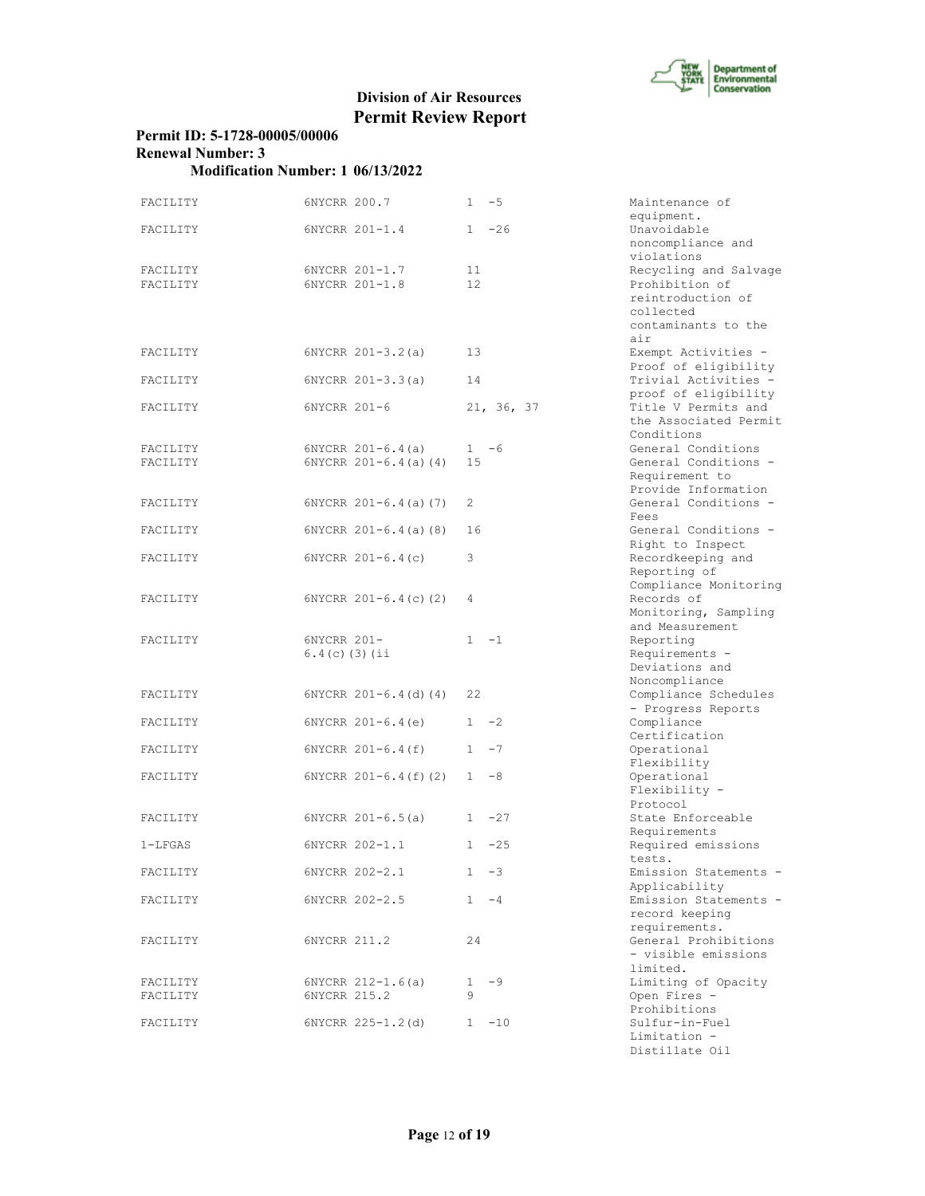**Division of Air Resources**
**Permit Review Report**

**Permit ID: 5-1728-00005/00006**
**Renewal Number: 3**
**Modification Number: 1 06/13/2022**

| | | | |
|---|---|---|---|
| FACILITY | 6NYCRR 200.7 | 1 -5 | Maintenance of equipment. |
| FACILITY | 6NYCRR 201-1.4 | 1 -26 | Unavoidable noncompliance and violations |
| FACILITY | 6NYCRR 201-1.7 | 11 | Recycling and Salvage |
| FACILITY | 6NYCRR 201-1.8 | 12 | Prohibition of reintroduction of collected contaminants to the air |
| FACILITY | 6NYCRR 201-3.2(a) | 13 | Exempt Activities - Proof of eligibility |
| FACILITY | 6NYCRR 201-3.3(a) | 14 | Trivial Activities - proof of eligibility |
| FACILITY | 6NYCRR 201-6 | 21, 36, 37 | Title V Permits and the Associated Permit Conditions |
| FACILITY | 6NYCRR 201-6.4(a) | 1 -6 | General Conditions |
| FACILITY | 6NYCRR 201-6.4(a)(4) | 15 | General Conditions - Requirement to Provide Information |
| FACILITY | 6NYCRR 201-6.4(a)(7) | 2 | General Conditions - Fees |
| FACILITY | 6NYCRR 201-6.4(a)(8) | 16 | General Conditions - Right to Inspect |
| FACILITY | 6NYCRR 201-6.4(c) | 3 | Recordkeeping and Reporting of Compliance Monitoring |
| FACILITY | 6NYCRR 201-6.4(c)(2) | 4 | Records of Monitoring, Sampling and Measurement |
| FACILITY | 6NYCRR 201-6.4(c)(3)(ii | 1 -1 | Reporting Requirements - Deviations and Noncompliance |
| FACILITY | 6NYCRR 201-6.4(d)(4) | 22 | Compliance Schedules - Progress Reports |
| FACILITY | 6NYCRR 201-6.4(e) | 1 -2 | Compliance Certification |
| FACILITY | 6NYCRR 201-6.4(f) | 1 -7 | Operational Flexibility |
| FACILITY | 6NYCRR 201-6.4(f)(2) | 1 -8 | Operational Flexibility - Protocol |
| FACILITY | 6NYCRR 201-6.5(a) | 1 -27 | State Enforceable Requirements |
| 1-LFGAS | 6NYCRR 202-1.1 | 1 -25 | Required emissions tests. |
| FACILITY | 6NYCRR 202-2.1 | 1 -3 | Emission Statements - Applicability |
| FACILITY | 6NYCRR 202-2.5 | 1 -4 | Emission Statements - record keeping requirements. |
| FACILITY | 6NYCRR 211.2 | 24 | General Prohibitions - visible emissions limited. |
| FACILITY | 6NYCRR 212-1.6(a) | 1 -9 | Limiting of Opacity |
| FACILITY | 6NYCRR 215.2 | 9 | Open Fires - Prohibitions |
| FACILITY | 6NYCRR 225-1.2(d) | 1 -10 | Sulfur-in-Fuel Limitation - Distillate Oil |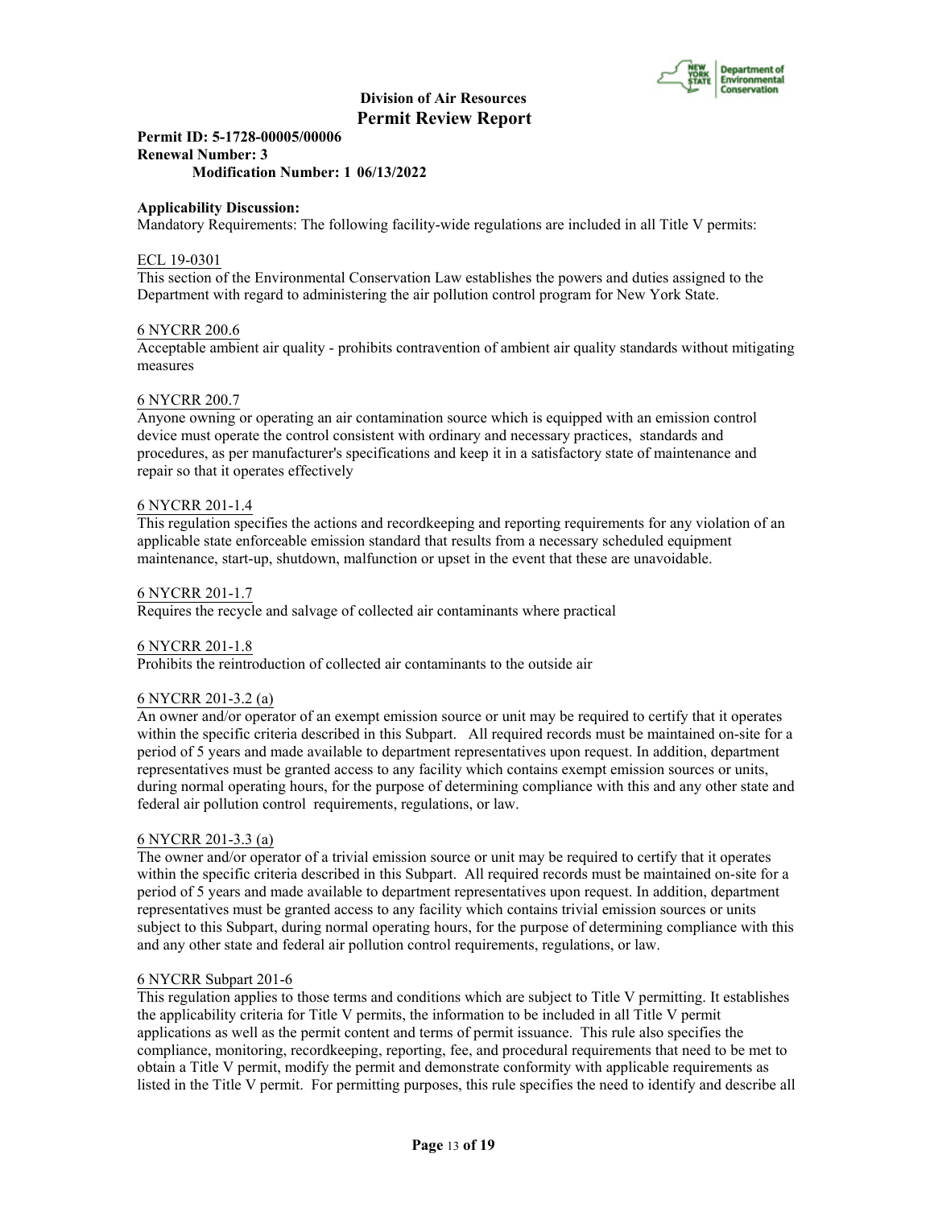**Division of Air Resources**
**Permit Review Report**

**Permit ID: 5-1728-00005/00006**
**Renewal Number: 3**
**Modification Number: 1 06/13/2022**

**Applicability Discussion:**
Mandatory Requirements: The following facility-wide regulations are included in all Title V permits:

ECL 19-0301
This section of the Environmental Conservation Law establishes the powers and duties assigned to the Department with regard to administering the air pollution control program for New York State.

6 NYCRR 200.6
Acceptable ambient air quality - prohibits contravention of ambient air quality standards without mitigating measures

6 NYCRR 200.7
Anyone owning or operating an air contamination source which is equipped with an emission control device must operate the control consistent with ordinary and necessary practices, standards and procedures, as per manufacturer's specifications and keep it in a satisfactory state of maintenance and repair so that it operates effectively

6 NYCRR 201-1.4
This regulation specifies the actions and recordkeeping and reporting requirements for any violation of an applicable state enforceable emission standard that results from a necessary scheduled equipment maintenance, start-up, shutdown, malfunction or upset in the event that these are unavoidable.

6 NYCRR 201-1.7
Requires the recycle and salvage of collected air contaminants where practical

6 NYCRR 201-1.8
Prohibits the reintroduction of collected air contaminants to the outside air

6 NYCRR 201-3.2 (a)
An owner and/or operator of an exempt emission source or unit may be required to certify that it operates within the specific criteria described in this Subpart. All required records must be maintained on-site for a period of 5 years and made available to department representatives upon request. In addition, department representatives must be granted access to any facility which contains exempt emission sources or units, during normal operating hours, for the purpose of determining compliance with this and any other state and federal air pollution control requirements, regulations, or law.

6 NYCRR 201-3.3 (a)
The owner and/or operator of a trivial emission source or unit may be required to certify that it operates within the specific criteria described in this Subpart. All required records must be maintained on-site for a period of 5 years and made available to department representatives upon request. In addition, department representatives must be granted access to any facility which contains trivial emission sources or units subject to this Subpart, during normal operating hours, for the purpose of determining compliance with this and any other state and federal air pollution control requirements, regulations, or law.

6 NYCRR Subpart 201-6
This regulation applies to those terms and conditions which are subject to Title V permitting. It establishes the applicability criteria for Title V permits, the information to be included in all Title V permit applications as well as the permit content and terms of permit issuance. This rule also specifies the compliance, monitoring, recordkeeping, reporting, fee, and procedural requirements that need to be met to obtain a Title V permit, modify the permit and demonstrate conformity with applicable requirements as listed in the Title V permit. For permitting purposes, this rule specifies the need to identify and describe all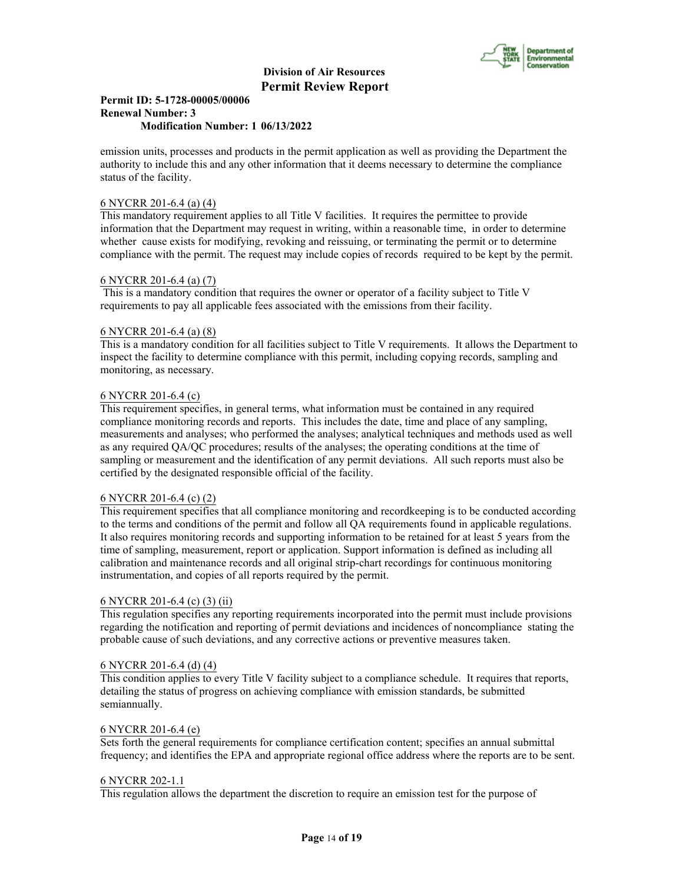emission units, processes and products in the permit application as well as providing the Department the authority to include this and any other information that it deems necessary to determine the compliance status of the facility.

6 NYCRR 201-6.4 (a) (4)
This mandatory requirement applies to all Title V facilities. It requires the permittee to provide information that the Department may request in writing, within a reasonable time, in order to determine whether cause exists for modifying, revoking and reissuing, or terminating the permit or to determine compliance with the permit. The request may include copies of records required to be kept by the permit.

6 NYCRR 201-6.4 (a) (7)
This is a mandatory condition that requires the owner or operator of a facility subject to Title V requirements to pay all applicable fees associated with the emissions from their facility.

6 NYCRR 201-6.4 (a) (8)
This is a mandatory condition for all facilities subject to Title V requirements. It allows the Department to inspect the facility to determine compliance with this permit, including copying records, sampling and monitoring, as necessary.

6 NYCRR 201-6.4 (c)
This requirement specifies, in general terms, what information must be contained in any required compliance monitoring records and reports. This includes the date, time and place of any sampling, measurements and analyses; who performed the analyses; analytical techniques and methods used as well as any required QA/QC procedures; results of the analyses; the operating conditions at the time of sampling or measurement and the identification of any permit deviations. All such reports must also be certified by the designated responsible official of the facility.

6 NYCRR 201-6.4 (c) (2)
This requirement specifies that all compliance monitoring and recordkeeping is to be conducted according to the terms and conditions of the permit and follow all QA requirements found in applicable regulations. It also requires monitoring records and supporting information to be retained for at least 5 years from the time of sampling, measurement, report or application. Support information is defined as including all calibration and maintenance records and all original strip-chart recordings for continuous monitoring instrumentation, and copies of all reports required by the permit.

6 NYCRR 201-6.4 (c) (3) (ii)
This regulation specifies any reporting requirements incorporated into the permit must include provisions regarding the notification and reporting of permit deviations and incidences of noncompliance stating the probable cause of such deviations, and any corrective actions or preventive measures taken.

6 NYCRR 201-6.4 (d) (4)
This condition applies to every Title V facility subject to a compliance schedule. It requires that reports, detailing the status of progress on achieving compliance with emission standards, be submitted semiannually.

6 NYCRR 201-6.4 (e)
Sets forth the general requirements for compliance certification content; specifies an annual submittal frequency; and identifies the EPA and appropriate regional office address where the reports are to be sent.

6 NYCRR 202-1.1
This regulation allows the department the discretion to require an emission test for the purpose of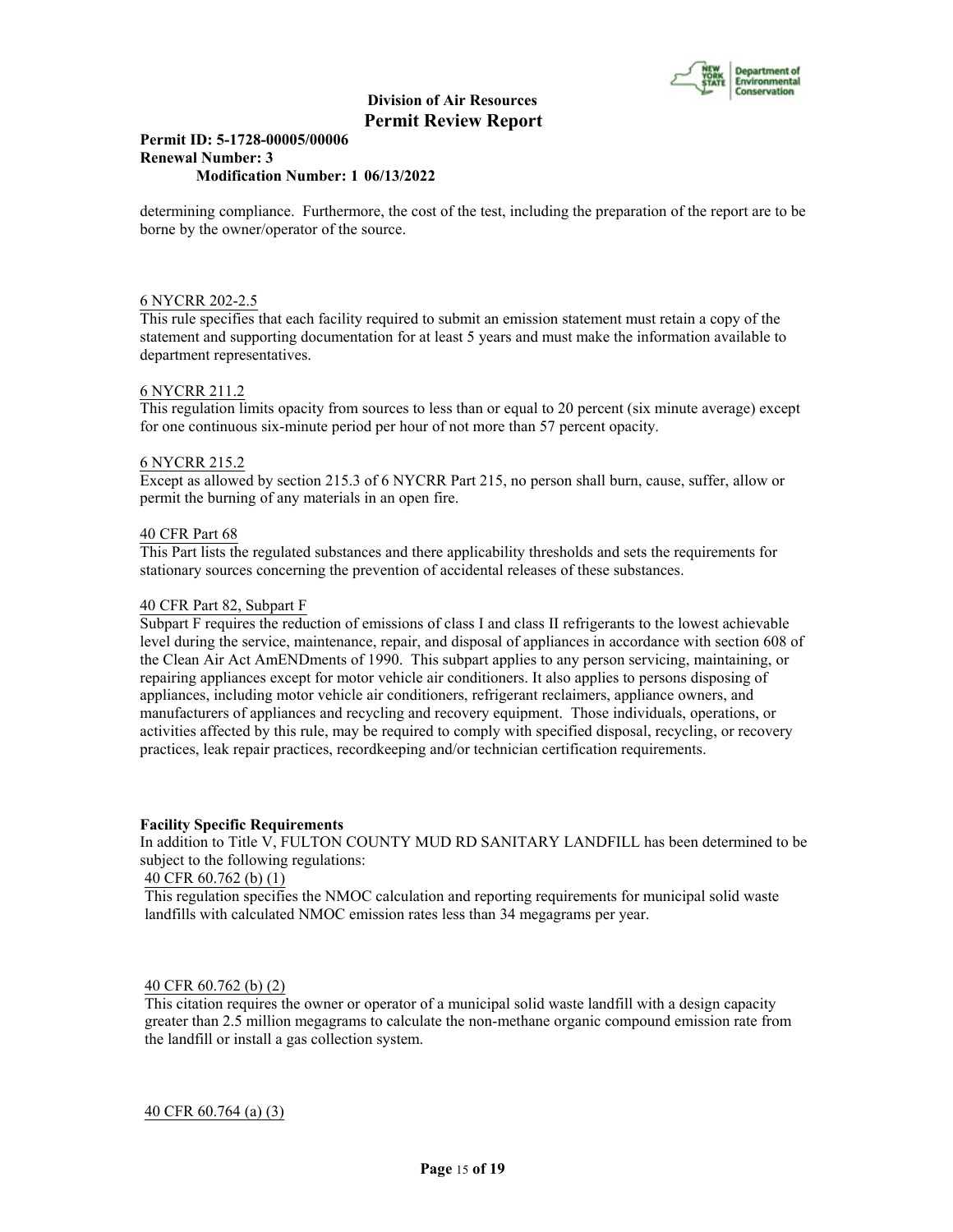determining compliance. Furthermore, the cost of the test, including the preparation of the report are to be borne by the owner/operator of the source.

6 NYCRR 202-2.5

This rule specifies that each facility required to submit an emission statement must retain a copy of the statement and supporting documentation for at least 5 years and must make the information available to department representatives.

6 NYCRR 211.2

This regulation limits opacity from sources to less than or equal to 20 percent (six minute average) except for one continuous six-minute period per hour of not more than 57 percent opacity.

6 NYCRR 215.2

Except as allowed by section 215.3 of 6 NYCRR Part 215, no person shall burn, cause, suffer, allow or permit the burning of any materials in an open fire.

40 CFR Part 68

This Part lists the regulated substances and there applicability thresholds and sets the requirements for stationary sources concerning the prevention of accidental releases of these substances.

40 CFR Part 82, Subpart F

Subpart F requires the reduction of emissions of class I and class II refrigerants to the lowest achievable level during the service, maintenance, repair, and disposal of appliances in accordance with section 608 of the Clean Air Act AmENDments of 1990. This subpart applies to any person servicing, maintaining, or repairing appliances except for motor vehicle air conditioners. It also applies to persons disposing of appliances, including motor vehicle air conditioners, refrigerant reclaimers, appliance owners, and manufacturers of appliances and recycling and recovery equipment. Those individuals, operations, or activities affected by this rule, may be required to comply with specified disposal, recycling, or recovery practices, leak repair practices, recordkeeping and/or technician certification requirements.

**Facility Specific Requirements**

In addition to Title V, FULTON COUNTY MUD RD SANITARY LANDFILL has been determined to be subject to the following regulations:

40 CFR 60.762 (b) (1)

This regulation specifies the NMOC calculation and reporting requirements for municipal solid waste landfills with calculated NMOC emission rates less than 34 megagrams per year.

40 CFR 60.762 (b) (2)

This citation requires the owner or operator of a municipal solid waste landfill with a design capacity greater than 2.5 million megagrams to calculate the non-methane organic compound emission rate from the landfill or install a gas collection system.

40 CFR 60.764 (a) (3)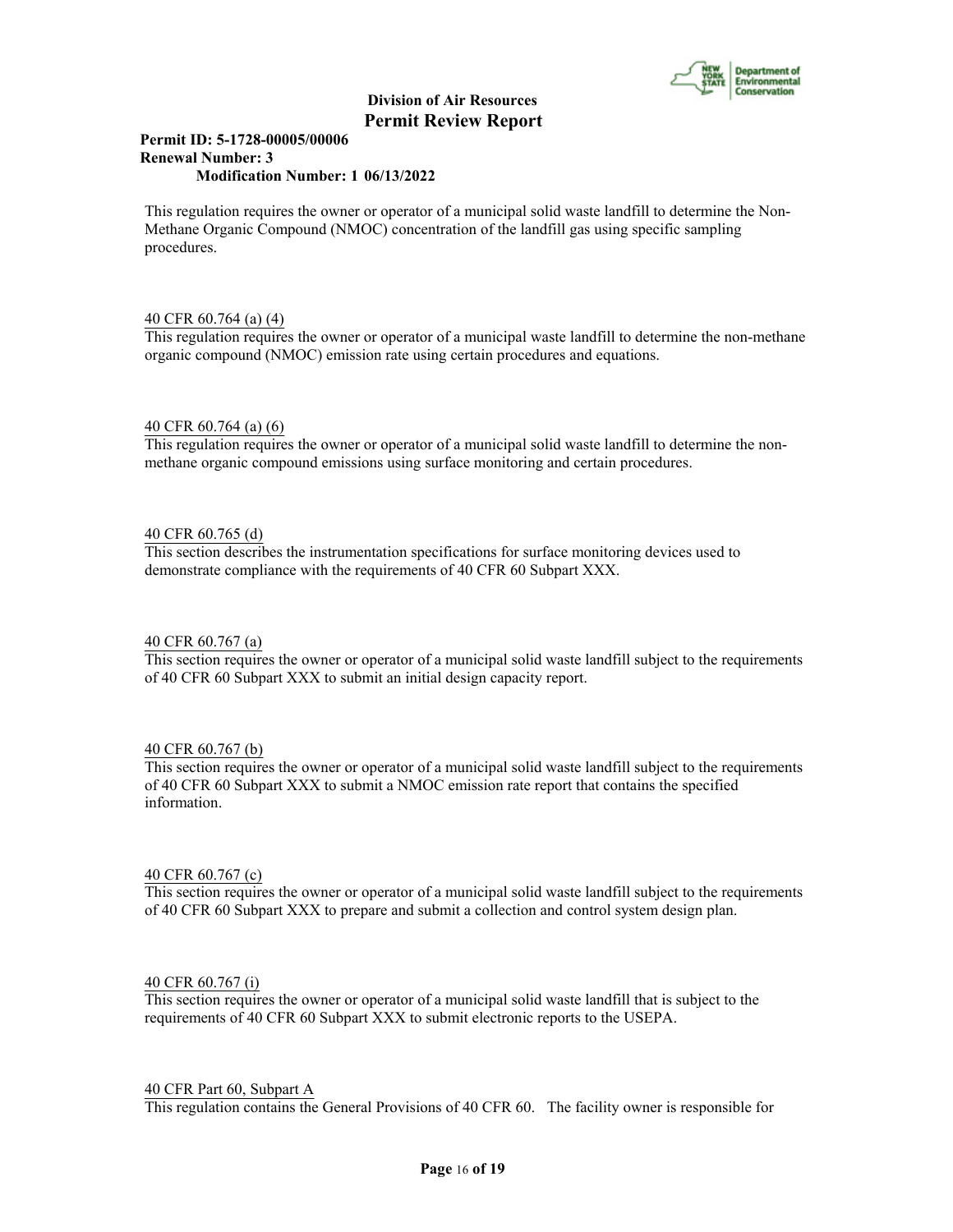This regulation requires the owner or operator of a municipal solid waste landfill to determine the Non-Methane Organic Compound (NMOC) concentration of the landfill gas using specific sampling procedures.

40 CFR 60.764 (a) (4)

This regulation requires the owner or operator of a municipal waste landfill to determine the non-methane organic compound (NMOC) emission rate using certain procedures and equations.

40 CFR 60.764 (a) (6)

This regulation requires the owner or operator of a municipal solid waste landfill to determine the non-methane organic compound emissions using surface monitoring and certain procedures.

40 CFR 60.765 (d)

This section describes the instrumentation specifications for surface monitoring devices used to demonstrate compliance with the requirements of 40 CFR 60 Subpart XXX.

40 CFR 60.767 (a)

This section requires the owner or operator of a municipal solid waste landfill subject to the requirements of 40 CFR 60 Subpart XXX to submit an initial design capacity report.

40 CFR 60.767 (b)

This section requires the owner or operator of a municipal solid waste landfill subject to the requirements of 40 CFR 60 Subpart XXX to submit a NMOC emission rate report that contains the specified information.

40 CFR 60.767 (c)

This section requires the owner or operator of a municipal solid waste landfill subject to the requirements of 40 CFR 60 Subpart XXX to prepare and submit a collection and control system design plan.

40 CFR 60.767 (i)

This section requires the owner or operator of a municipal solid waste landfill that is subject to the requirements of 40 CFR 60 Subpart XXX to submit electronic reports to the USEPA.

40 CFR Part 60, Subpart A

This regulation contains the General Provisions of 40 CFR 60. The facility owner is responsible for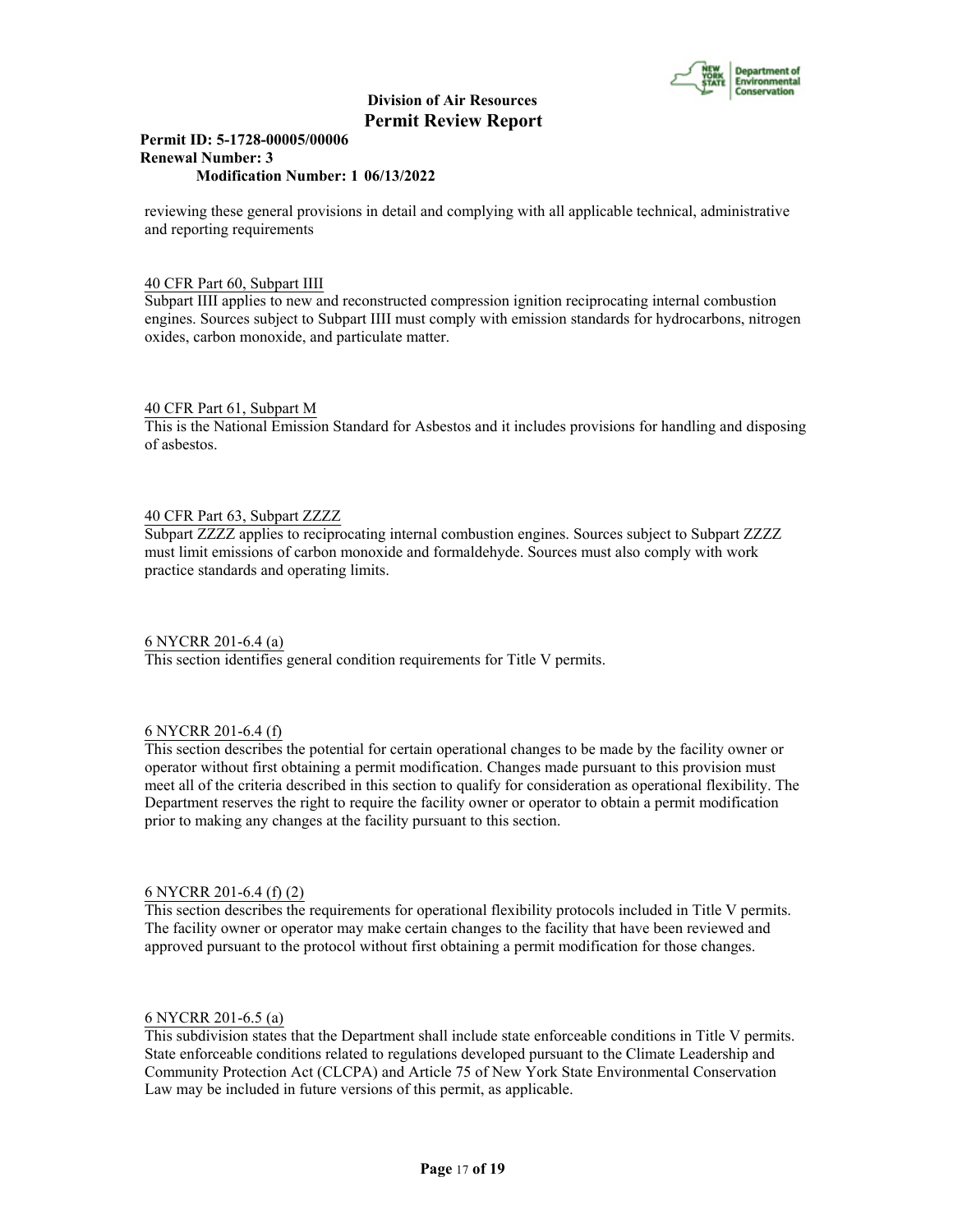reviewing these general provisions in detail and complying with all applicable technical, administrative and reporting requirements

40 CFR Part 60, Subpart IIII
Subpart IIII applies to new and reconstructed compression ignition reciprocating internal combustion engines. Sources subject to Subpart IIII must comply with emission standards for hydrocarbons, nitrogen oxides, carbon monoxide, and particulate matter.

40 CFR Part 61, Subpart M
This is the National Emission Standard for Asbestos and it includes provisions for handling and disposing of asbestos.

40 CFR Part 63, Subpart ZZZZ
Subpart ZZZZ applies to reciprocating internal combustion engines. Sources subject to Subpart ZZZZ must limit emissions of carbon monoxide and formaldehyde. Sources must also comply with work practice standards and operating limits.

6 NYCRR 201-6.4 (a)
This section identifies general condition requirements for Title V permits.

6 NYCRR 201-6.4 (f)
This section describes the potential for certain operational changes to be made by the facility owner or operator without first obtaining a permit modification. Changes made pursuant to this provision must meet all of the criteria described in this section to qualify for consideration as operational flexibility. The Department reserves the right to require the facility owner or operator to obtain a permit modification prior to making any changes at the facility pursuant to this section.

6 NYCRR 201-6.4 (f) (2)
This section describes the requirements for operational flexibility protocols included in Title V permits. The facility owner or operator may make certain changes to the facility that have been reviewed and approved pursuant to the protocol without first obtaining a permit modification for those changes.

6 NYCRR 201-6.5 (a)
This subdivision states that the Department shall include state enforceable conditions in Title V permits. State enforceable conditions related to regulations developed pursuant to the Climate Leadership and Community Protection Act (CLCPA) and Article 75 of New York State Environmental Conservation Law may be included in future versions of this permit, as applicable.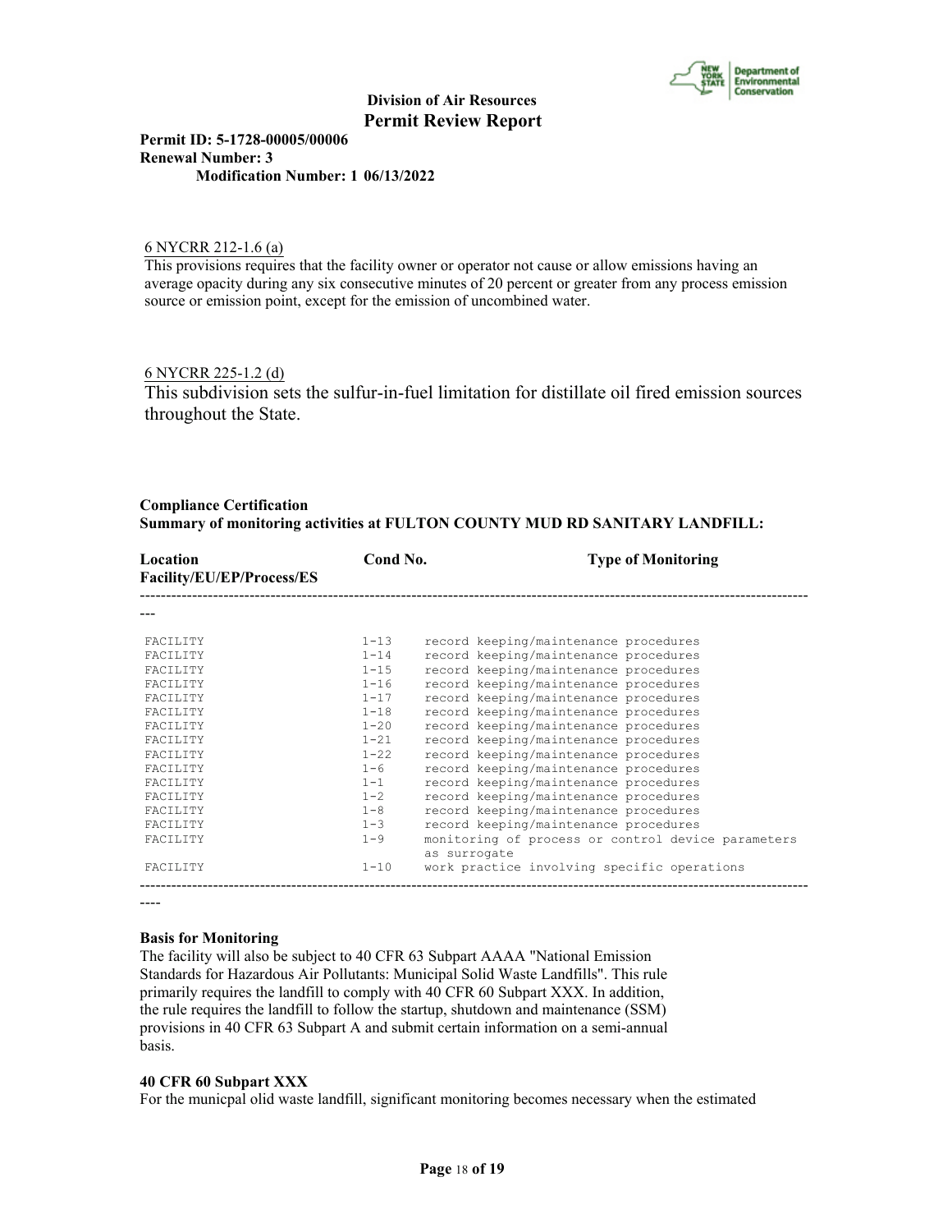6 NYCRR 212-1.6 (a)

This provisions requires that the facility owner or operator not cause or allow emissions having an average opacity during any six consecutive minutes of 20 percent or greater from any process emission source or emission point, except for the emission of uncombined water.

6 NYCRR 225-1.2 (d)

This subdivision sets the sulfur-in-fuel limitation for distillate oil fired emission sources throughout the State.

**Compliance Certification**
**Summary of monitoring activities at FULTON COUNTY MUD RD SANITARY LANDFILL:**

| Location Facility/EU/EP/Process/ES | Cond No. | Type of Monitoring |
|---|---|---|
| FACILITY | 1-13 | record keeping/maintenance procedures |
| FACILITY | 1-14 | record keeping/maintenance procedures |
| FACILITY | 1-15 | record keeping/maintenance procedures |
| FACILITY | 1-16 | record keeping/maintenance procedures |
| FACILITY | 1-17 | record keeping/maintenance procedures |
| FACILITY | 1-18 | record keeping/maintenance procedures |
| FACILITY | 1-20 | record keeping/maintenance procedures |
| FACILITY | 1-21 | record keeping/maintenance procedures |
| FACILITY | 1-22 | record keeping/maintenance procedures |
| FACILITY | 1-6 | record keeping/maintenance procedures |
| FACILITY | 1-1 | record keeping/maintenance procedures |
| FACILITY | 1-2 | record keeping/maintenance procedures |
| FACILITY | 1-8 | record keeping/maintenance procedures |
| FACILITY | 1-3 | record keeping/maintenance procedures |
| FACILITY | 1-9 | monitoring of process or control device parameters as surrogate |
| FACILITY | 1-10 | work practice involving specific operations |

**Basis for Monitoring**

The facility will also be subject to 40 CFR 63 Subpart AAAA "National Emission Standards for Hazardous Air Pollutants: Municipal Solid Waste Landfills". This rule primarily requires the landfill to comply with 40 CFR 60 Subpart XXX. In addition, the rule requires the landfill to follow the startup, shutdown and maintenance (SSM) provisions in 40 CFR 63 Subpart A and submit certain information on a semi-annual basis.

**40 CFR 60 Subpart XXX**

For the municpal olid waste landfill, significant monitoring becomes necessary when the estimated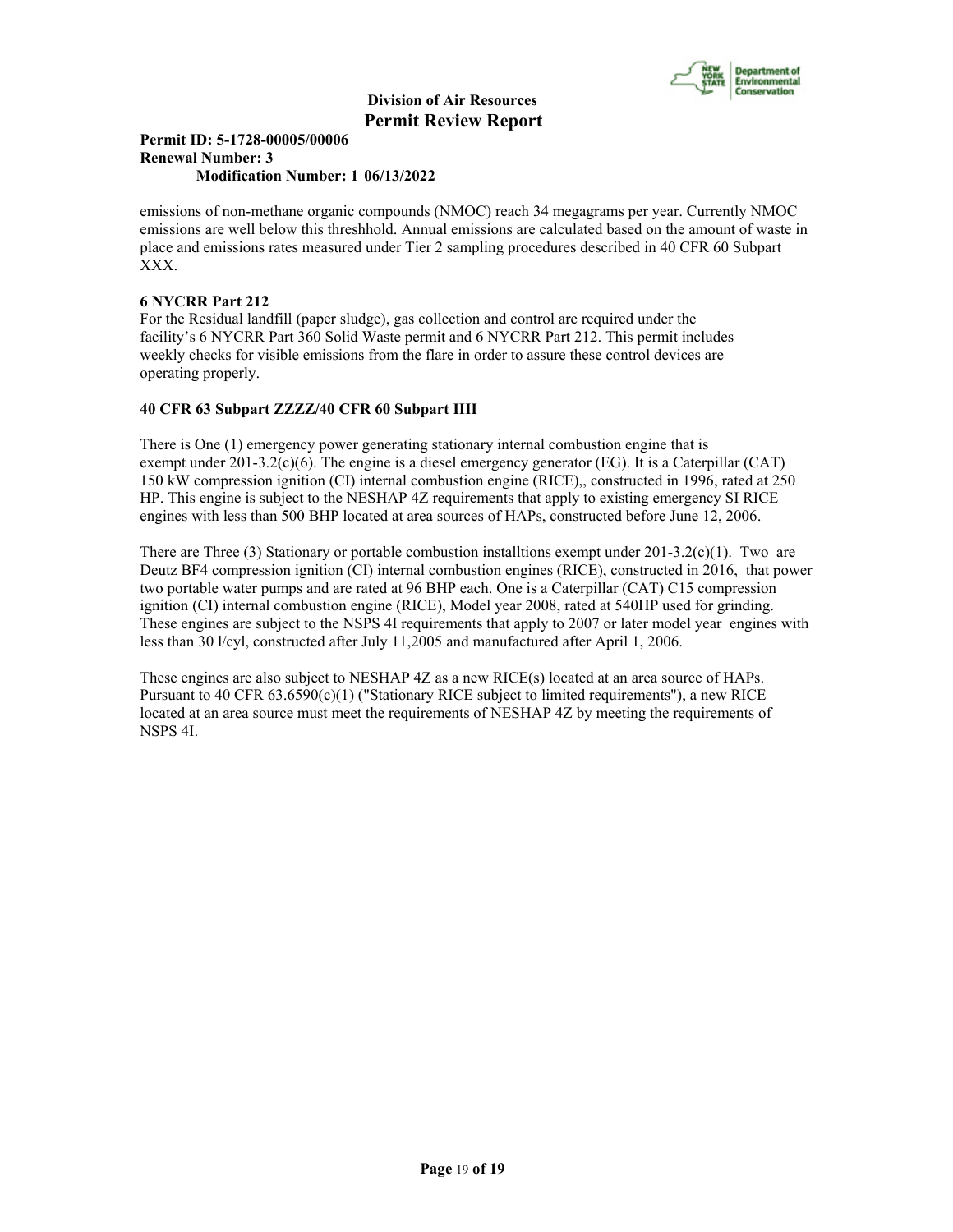emissions of non-methane organic compounds (NMOC) reach 34 megagrams per year. Currently NMOC emissions are well below this threshhold. Annual emissions are calculated based on the amount of waste in place and emissions rates measured under Tier 2 sampling procedures described in 40 CFR 60 Subpart XXX.

**6 NYCRR Part 212**

For the Residual landfill (paper sludge), gas collection and control are required under the facility's 6 NYCRR Part 360 Solid Waste permit and 6 NYCRR Part 212. This permit includes weekly checks for visible emissions from the flare in order to assure these control devices are operating properly.

**40 CFR 63 Subpart ZZZZ/40 CFR 60 Subpart IIII**

There is One (1) emergency power generating stationary internal combustion engine that is exempt under 201-3.2(c)(6). The engine is a diesel emergency generator (EG). It is a Caterpillar (CAT) 150 kW compression ignition (CI) internal combustion engine (RICE),, constructed in 1996, rated at 250 HP. This engine is subject to the NESHAP 4Z requirements that apply to existing emergency SI RICE engines with less than 500 BHP located at area sources of HAPs, constructed before June 12, 2006.

There are Three (3) Stationary or portable combustion installtions exempt under 201-3.2(c)(1). Two are Deutz BF4 compression ignition (CI) internal combustion engines (RICE), constructed in 2016, that power two portable water pumps and are rated at 96 BHP each. One is a Caterpillar (CAT) C15 compression ignition (CI) internal combustion engine (RICE), Model year 2008, rated at 540HP used for grinding. These engines are subject to the NSPS 4I requirements that apply to 2007 or later model year engines with less than 30 l/cyl, constructed after July 11,2005 and manufactured after April 1, 2006.

These engines are also subject to NESHAP 4Z as a new RICE(s) located at an area source of HAPs. Pursuant to 40 CFR 63.6590(c)(1) ("Stationary RICE subject to limited requirements"), a new RICE located at an area source must meet the requirements of NESHAP 4Z by meeting the requirements of NSPS 4I.